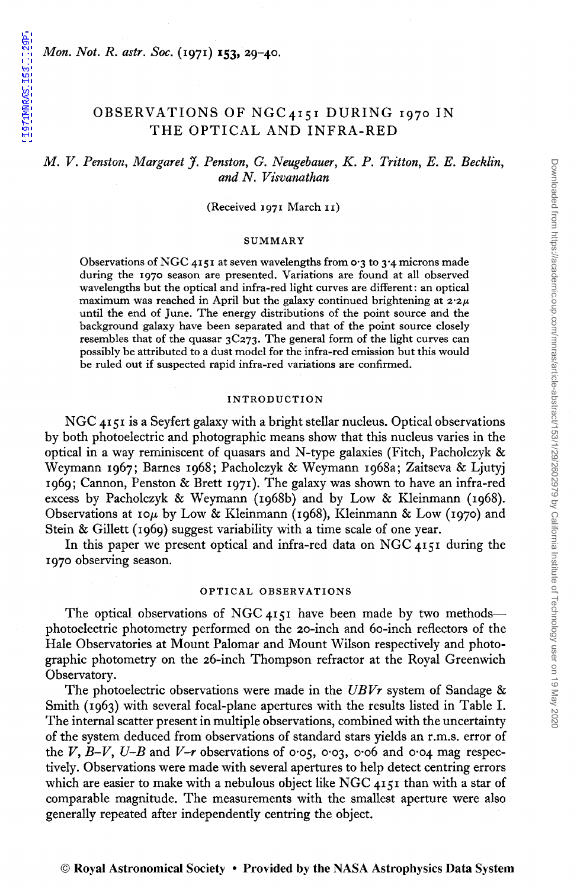# OBSERVATIONS OF NGC 4151 DURING 1970 IN THE OPTICAL AND INFRA-RED

*M. V. Penston, Margaret J. Penston, G. Neugebauer, K. P. Tritton, E. E. Becklin, and N. Visvanathan*

(Received 1971 March 11)

## SUMMARY

Observations of NGC 4151 at seven wavelengths from 0·3 to 3·4 microns made during the 1970 season are presented. Variations are found at all observed wavelengths but the optical and infra-red light curves are different: an optical maximum was reached in April but the galaxy continued brightening at 2·2μ until the end of June. The energy distributions of the point source and the background galaxy have been separated and that of the point source closely resembles that of the quasar 3C273. The general form of the light curves can possibly be attributed to a dust model for the infra-red emission but this would be ruled out if suspected rapid infra-red variations are confirmed.

## INTRODUCTION

NGC 4151 is a Seyfert galaxy with a bright stellar nucleus. Optical observations by both photoelectric and photographic means show that this nucleus varies in the optical in a way reminiscent of quasars and N-type galaxies (Fitch, Pacholczyk & Weymann 1967; Barnes 1968; Pacholczyk & Weymann 1968a; Zaitseva & Ljutyj 1969; Cannon, Penston & Brett 1971). The galaxy was shown to have an infra-red excess by Pacholczyk & Weymann (1968b) and by Low & Kleinmann (1968). Observations at 10μ by Low & Kleinmann (1968), Kleinmann & Low (1970) and Stein & Gillett (1969) suggest variability with a time scale of one year.

In this paper we present optical and infra-red data on NGC 4151 during the 1970 observing season.

## OPTICAL OBSERVATIONS

The optical observations of NGC 4151 have been made by two methods—photoelectric photometry performed on the 20-inch and 60-inch reflectors of the Hale Observatories at Mount Palomar and Mount Wilson respectively and photographic photometry on the 26-inch Thompson refractor at the Royal Greenwich Observatory.

The photoelectric observations were made in the *UBVr* system of Sandage & Smith (1963) with several focal-plane apertures with the results listed in Table I. The internal scatter present in multiple observations, combined with the uncertainty of the system deduced from observations of standard stars yields an r.m.s. error of the *V*, *B–V*, *U–B* and *V–r* observations of 0·05, 0·03, 0·06 and 0·04 mag respectively. Observations were made with several apertures to help detect centring errors which are easier to make with a nebulous object like NGC 4151 than with a star of comparable magnitude. The measurements with the smallest aperture were also generally repeated after independently centring the object.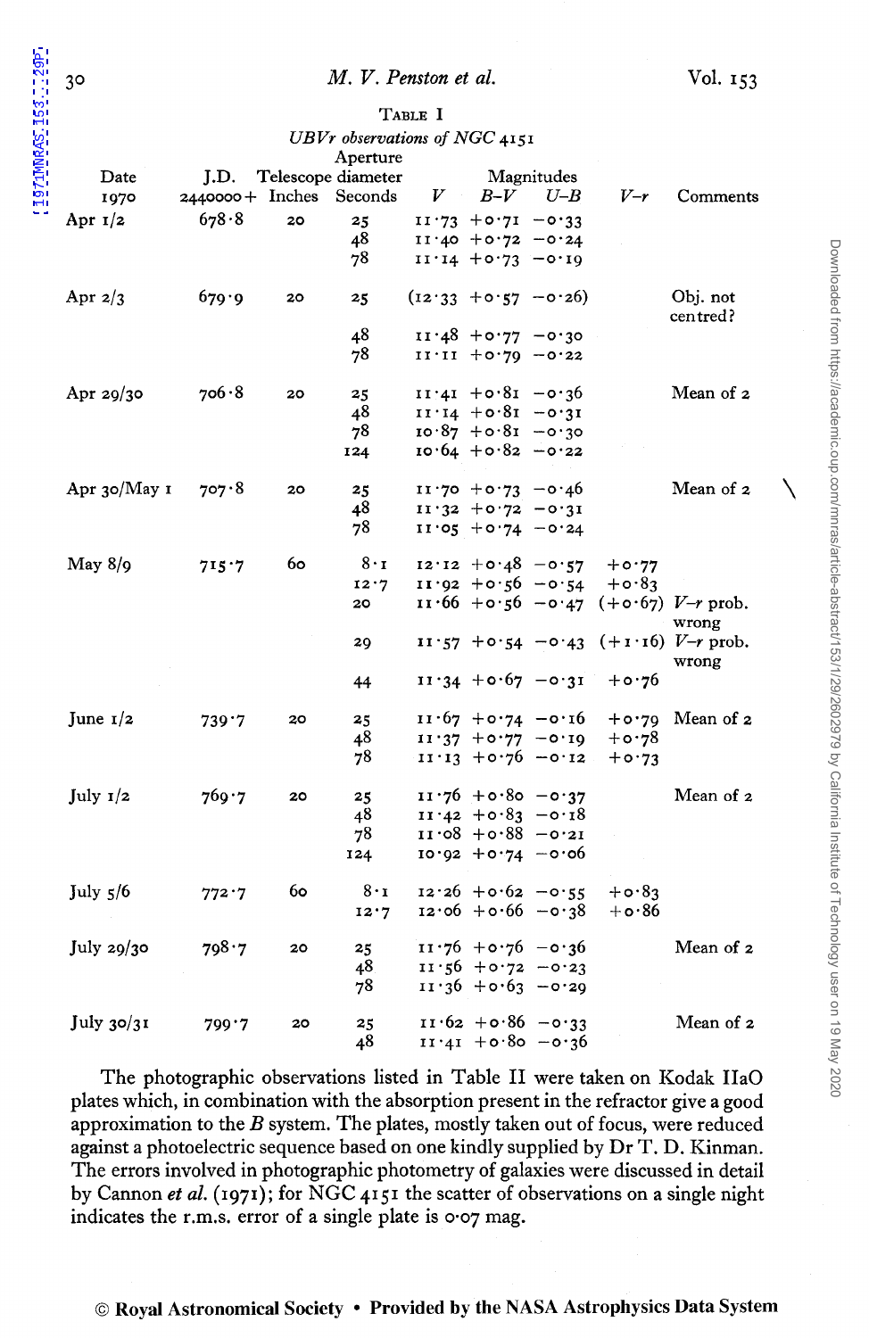TABLE I

*UBVr observations of NGC 4151*

| Date 1970 | J.D. 2440000+ | Telescope Inches | Aperture diameter Seconds | Magnitudes $V$ | $B-V$ | $U-B$ | $V-r$ | Comments |
|---|---|---|---|---|---|---|---|---|
| Apr 1/2 | 678·8 | 20 | 25 | 11·73 | +0·71 | −0·33 | | |
| | | | 48 | 11·40 | +0·72 | −0·24 | | |
| | | | 78 | 11·14 | +0·73 | −0·19 | | |
| Apr 2/3 | 679·9 | 20 | 25 | (12·33 | +0·57 | −0·26) | | Obj. not centred? |
| | | | 48 | 11·48 | +0·77 | −0·30 | | |
| | | | 78 | 11·11 | +0·79 | −0·22 | | |
| Apr 29/30 | 706·8 | 20 | 25 | 11·41 | +0·81 | −0·36 | | Mean of 2 |
| | | | 48 | 11·14 | +0·81 | −0·31 | | |
| | | | 78 | 10·87 | +0·81 | −0·30 | | |
| | | | 124 | 10·64 | +0·82 | −0·22 | | |
| Apr 30/May 1 | 707·8 | 20 | 25 | 11·70 | +0·73 | −0·46 | | Mean of 2 |
| | | | 48 | 11·32 | +0·72 | −0·31 | | |
| | | | 78 | 11·05 | +0·74 | −0·24 | | |
| May 8/9 | 715·7 | 60 | 8·1 | 12·12 | +0·48 | −0·57 | +0·77 | |
| | | | 12·7 | 11·92 | +0·56 | −0·54 | +0·83 | |
| | | | 20 | 11·66 | +0·56 | −0·47 | (+0·67) | $V-r$ prob. wrong |
| | | | 29 | 11·57 | +0·54 | −0·43 | (+1·16) | $V-r$ prob. wrong |
| | | | 44 | 11·34 | +0·67 | −0·31 | +0·76 | |
| June 1/2 | 739·7 | 20 | 25 | 11·67 | +0·74 | −0·16 | +0·79 | Mean of 2 |
| | | | 48 | 11·37 | +0·77 | −0·19 | +0·78 | |
| | | | 78 | 11·13 | +0·76 | −0·12 | +0·73 | |
| July 1/2 | 769·7 | 20 | 25 | 11·76 | +0·80 | −0·37 | | Mean of 2 |
| | | | 48 | 11·42 | +0·83 | −0·18 | | |
| | | | 78 | 11·08 | +0·88 | −0·21 | | |
| | | | 124 | 10·92 | +0·74 | −0·06 | | |
| July 5/6 | 772·7 | 60 | 8·1 | 12·26 | +0·62 | −0·55 | +0·83 | |
| | | | 12·7 | 12·06 | +0·66 | −0·38 | +0·86 | |
| July 29/30 | 798·7 | 20 | 25 | 11·76 | +0·76 | −0·36 | | Mean of 2 |
| | | | 48 | 11·56 | +0·72 | −0·23 | | |
| | | | 78 | 11·36 | +0·63 | −0·29 | | |
| July 30/31 | 799·7 | 20 | 25 | 11·62 | +0·86 | −0·33 | | Mean of 2 |
| | | | 48 | 11·41 | +0·80 | −0·36 | | |

The photographic observations listed in Table II were taken on Kodak IIaO plates which, in combination with the absorption present in the refractor give a good approximation to the $B$ system. The plates, mostly taken out of focus, were reduced against a photoelectric sequence based on one kindly supplied by Dr T. D. Kinman. The errors involved in photographic photometry of galaxies were discussed in detail by Cannon *et al.* (1971); for NGC 4151 the scatter of observations on a single night indicates the r.m.s. error of a single plate is 0·07 mag.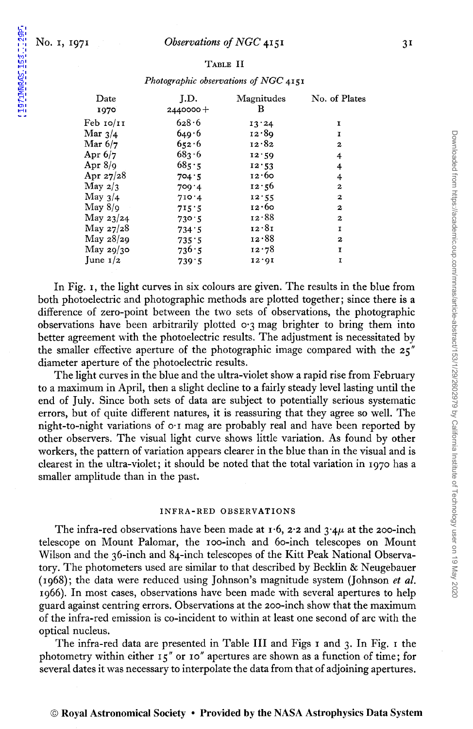TABLE II

*Photographic observations of NGC 4151*

| Date 1970 | J.D. 2440000+ | Magnitudes B | No. of Plates |
|---|---|---|---|
| Feb 10/11 | 628·6 | 13·24 | 1 |
| Mar 3/4 | 649·6 | 12·89 | 1 |
| Mar 6/7 | 652·6 | 12·82 | 2 |
| Apr 6/7 | 683·6 | 12·59 | 4 |
| Apr 8/9 | 685·5 | 12·53 | 4 |
| Apr 27/28 | 704·5 | 12·60 | 4 |
| May 2/3 | 709·4 | 12·56 | 2 |
| May 3/4 | 710·4 | 12·55 | 2 |
| May 8/9 | 715·5 | 12·60 | 2 |
| May 23/24 | 730·5 | 12·88 | 2 |
| May 27/28 | 734·5 | 12·81 | 1 |
| May 28/29 | 735·5 | 12·88 | 2 |
| May 29/30 | 736·5 | 12·78 | 1 |
| June 1/2 | 739·5 | 12·91 | 1 |

In Fig. 1, the light curves in six colours are given. The results in the blue from both photoelectric and photographic methods are plotted together; since there is a difference of zero-point between the two sets of observations, the photographic observations have been arbitrarily plotted 0·3 mag brighter to bring them into better agreement with the photoelectric results. The adjustment is necessitated by the smaller effective aperture of the photographic image compared with the 25″ diameter aperture of the photoelectric results.

The light curves in the blue and the ultra-violet show a rapid rise from February to a maximum in April, then a slight decline to a fairly steady level lasting until the end of July. Since both sets of data are subject to potentially serious systematic errors, but of quite different natures, it is reassuring that they agree so well. The night-to-night variations of 0·1 mag are probably real and have been reported by other observers. The visual light curve shows little variation. As found by other workers, the pattern of variation appears clearer in the blue than in the visual and is clearest in the ultra-violet; it should be noted that the total variation in 1970 has a smaller amplitude than in the past.

## INFRA-RED OBSERVATIONS

The infra-red observations have been made at 1·6, 2·2 and 3·4$\mu$ at the 200-inch telescope on Mount Palomar, the 100-inch and 60-inch telescopes on Mount Wilson and the 36-inch and 84-inch telescopes of the Kitt Peak National Observatory. The photometers used are similar to that described by Becklin & Neugebauer (1968); the data were reduced using Johnson's magnitude system (Johnson *et al.* 1966). In most cases, observations have been made with several apertures to help guard against centring errors. Observations at the 200-inch show that the maximum of the infra-red emission is co-incident to within at least one second of arc with the optical nucleus.

The infra-red data are presented in Table III and Figs 1 and 3. In Fig. 1 the photometry within either 15″ or 10″ apertures are shown as a function of time; for several dates it was necessary to interpolate the data from that of adjoining apertures.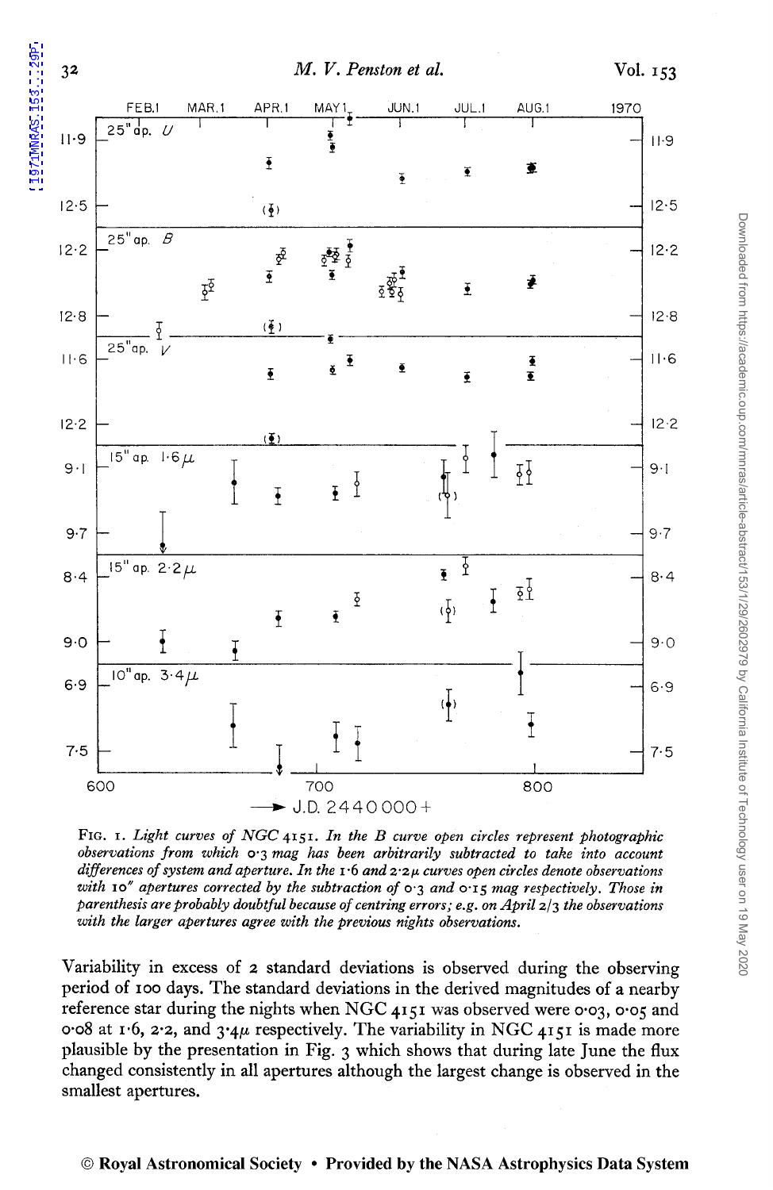FIG. 1. *Light curves of NGC 4151. In the B curve open circles represent photographic observations from which 0·3 mag has been arbitrarily subtracted to take into account differences of system and aperture. In the 1·6 and 2·2μ curves open circles denote observations with 10″ apertures corrected by the subtraction of 0·3 and 0·15 mag respectively. Those in parenthesis are probably doubtful because of centring errors; e.g. on April 2/3 the observations with the larger apertures agree with the previous nights observations.*

Variability in excess of 2 standard deviations is observed during the observing period of 100 days. The standard deviations in the derived magnitudes of a nearby reference star during the nights when NGC 4151 was observed were 0·03, 0·05 and 0·08 at 1·6, 2·2, and 3·4μ respectively. The variability in NGC 4151 is made more plausible by the presentation in Fig. 3 which shows that during late June the flux changed consistently in all apertures although the largest change is observed in the smallest apertures.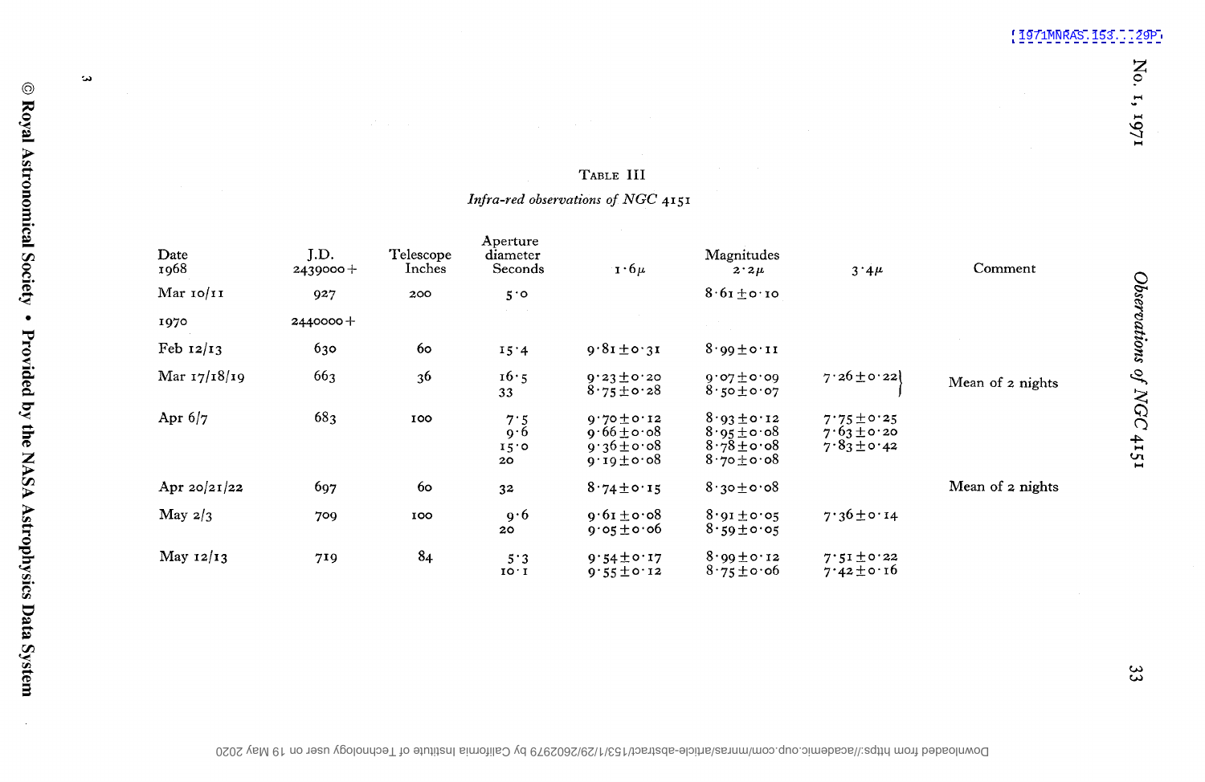TABLE III

*Infra-red observations of NGC 4151*

| Date 1968 | J.D. 2439000+ | Telescope Inches | Aperture diameter Seconds | Magnitudes 1·6μ | 2·2μ | 3·4μ | Comment |
|---|---|---|---|---|---|---|---|
| Mar 10/11 | 927 | 200 | 5·0 | | 8·61 ± 0·10 | | |
| 1970 | 2440000+ | | | | | | |
| Feb 12/13 | 630 | 60 | 15·4 | 9·81 ± 0·31 | 8·99 ± 0·11 | | |
| Mar 17/18/19 | 663 | 36 | 16·5 | 9·23 ± 0·20 | 9·07 ± 0·09 | 7·26 ± 0·22 | Mean of 2 nights |
| | | | 33 | 8·75 ± 0·28 | 8·50 ± 0·07 | | |
| Apr 6/7 | 683 | 100 | 7·5 | 9·70 ± 0·12 | 8·93 ± 0·12 | 7·75 ± 0·25 | |
| | | | 9·6 | 9·66 ± 0·08 | 8·95 ± 0·08 | 7·63 ± 0·20 | |
| | | | 15·0 | 9·36 ± 0·08 | 8·78 ± 0·08 | 7·83 ± 0·42 | |
| | | | 20 | 9·19 ± 0·08 | 8·70 ± 0·08 | | |
| Apr 20/21/22 | 697 | 60 | 32 | 8·74 ± 0·15 | 8·30 ± 0·08 | | Mean of 2 nights |
| May 2/3 | 709 | 100 | 9·6 | 9·61 ± 0·08 | 8·91 ± 0·05 | 7·36 ± 0·14 | |
| | | | 20 | 9·05 ± 0·06 | 8·59 ± 0·05 | | |
| May 12/13 | 719 | 84 | 5·3 | 9·54 ± 0·17 | 8·99 ± 0·12 | 7·51 ± 0·22 | |
| | | | 10·1 | 9·55 ± 0·12 | 8·75 ± 0·06 | 7·42 ± 0·16 | |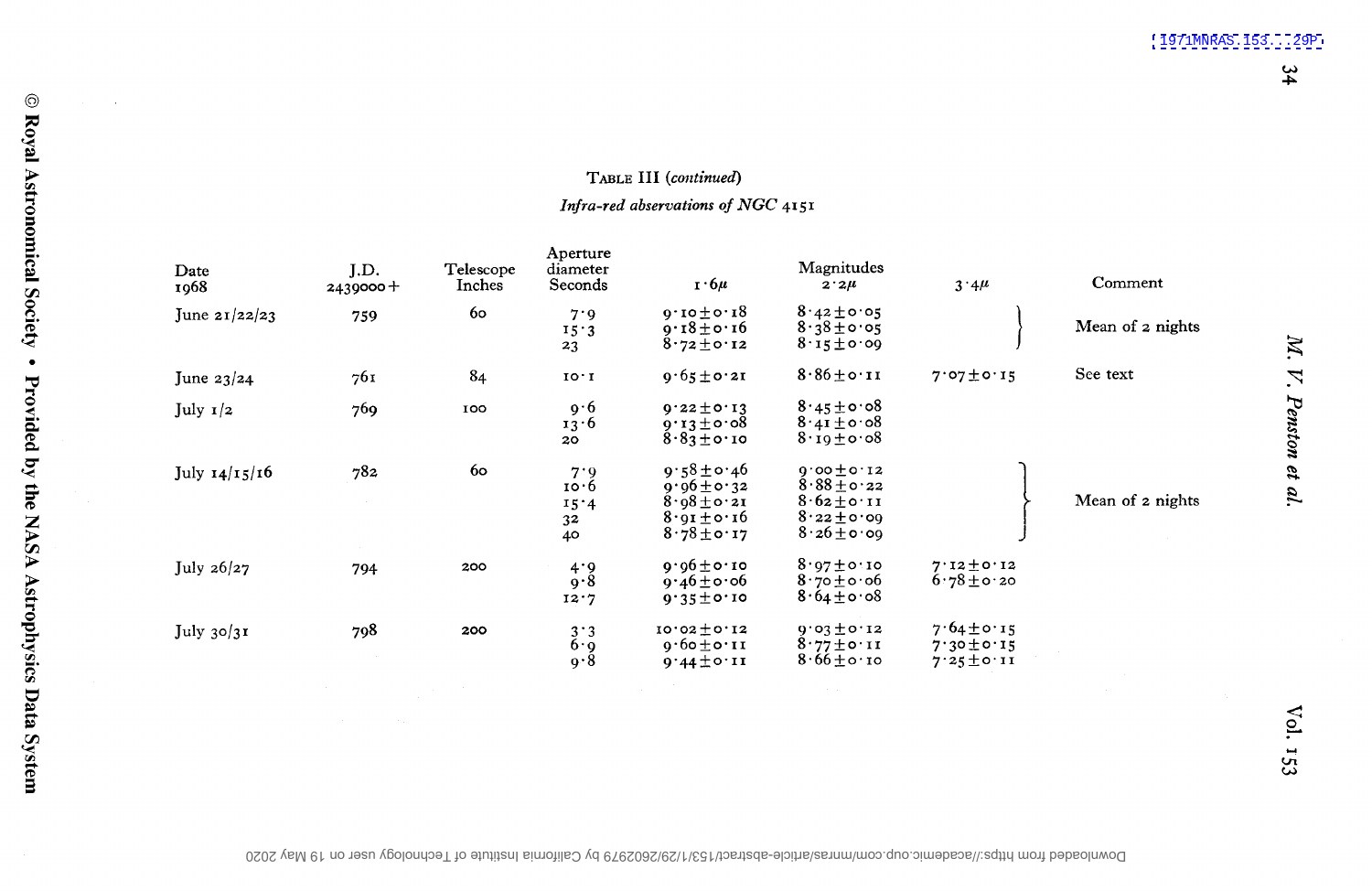Table III (*continued*)

*Infra-red observations of NGC 4151*

| Date 1968 | J.D. 2439000+ | Telescope Inches | Aperture diameter Seconds | Magnitudes 1·6μ | 2·2μ | 3·4μ | Comment |
|---|---|---|---|---|---|---|---|
| June 21/22/23 | 759 | 60 | 7·9 | 9·10±0·18 | 8·42±0·05 | | Mean of 2 nights |
| | | | 15·3 | 9·18±0·16 | 8·38±0·05 | | |
| | | | 23 | 8·72±0·12 | 8·15±0·09 | | |
| June 23/24 | 761 | 84 | 10·1 | 9·65±0·21 | 8·86±0·11 | 7·07±0·15 | See text |
| July 1/2 | 769 | 100 | 9·6 | 9·22±0·13 | 8·45±0·08 | | |
| | | | 13·6 | 9·13±0·08 | 8·41±0·08 | | |
| | | | 20 | 8·83±0·10 | 8·19±0·08 | | |
| July 14/15/16 | 782 | 60 | 7·9 | 9·58±0·46 | 9·00±0·12 | | Mean of 2 nights |
| | | | 10·6 | 9·96±0·32 | 8·88±0·22 | | |
| | | | 15·4 | 8·98±0·21 | 8·62±0·11 | | |
| | | | 32 | 8·91±0·16 | 8·22±0·09 | | |
| | | | 40 | 8·78±0·17 | 8·26±0·09 | | |
| July 26/27 | 794 | 200 | 4·9 | 9·96±0·10 | 8·97±0·10 | 7·12±0·12 | |
| | | | 9·8 | 9·46±0·06 | 8·70±0·06 | 6·78±0·20 | |
| | | | 12·7 | 9·35±0·10 | 8·64±0·08 | | |
| July 30/31 | 798 | 200 | 3·3 | 10·02±0·12 | 9·03±0·12 | 7·64±0·15 | |
| | | | 6·9 | 9·60±0·11 | 8·77±0·11 | 7·30±0·15 | |
| | | | 9·8 | 9·44±0·11 | 8·66±0·10 | 7·25±0·11 | |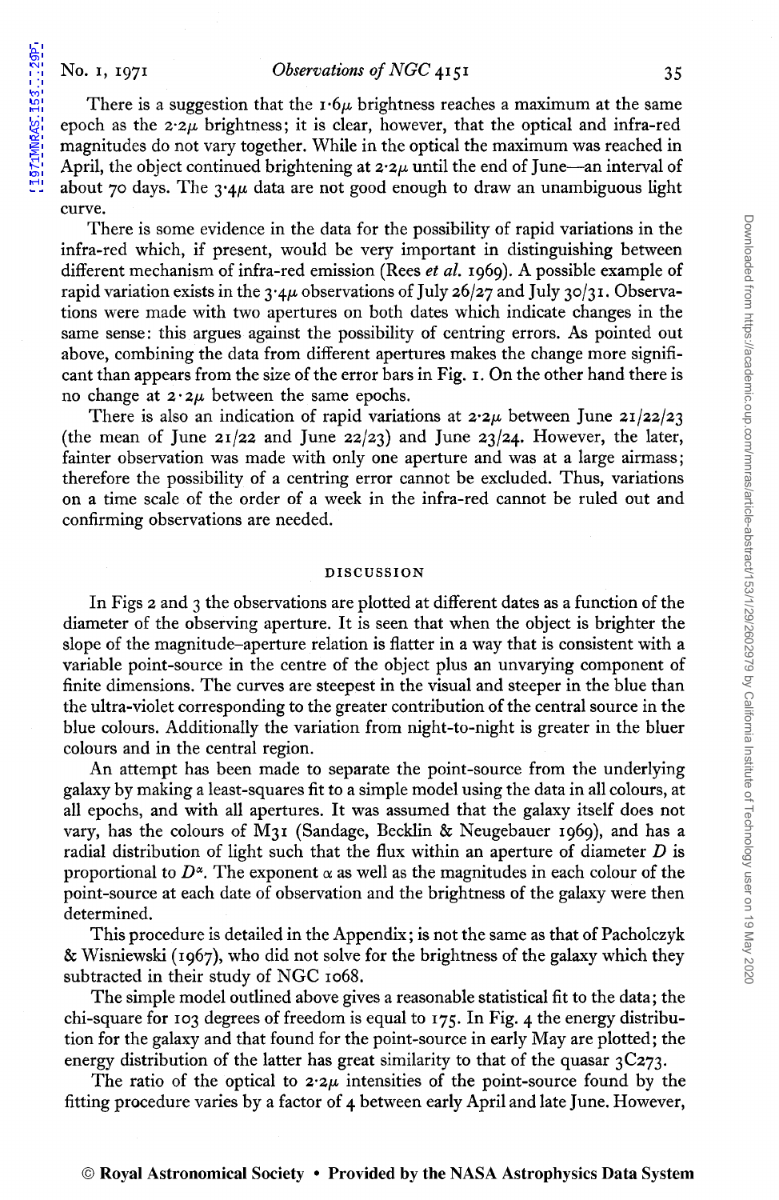There is a suggestion that the 1·6$\mu$ brightness reaches a maximum at the same epoch as the 2·2$\mu$ brightness; it is clear, however, that the optical and infra-red magnitudes do not vary together. While in the optical the maximum was reached in April, the object continued brightening at 2·2$\mu$ until the end of June—an interval of about 70 days. The 3·4$\mu$ data are not good enough to draw an unambiguous light curve.

There is some evidence in the data for the possibility of rapid variations in the infra-red which, if present, would be very important in distinguishing between different mechanism of infra-red emission (Rees *et al.* 1969). A possible example of rapid variation exists in the 3·4$\mu$ observations of July 26/27 and July 30/31. Observations were made with two apertures on both dates which indicate changes in the same sense: this argues against the possibility of centring errors. As pointed out above, combining the data from different apertures makes the change more significant than appears from the size of the error bars in Fig. 1. On the other hand there is no change at 2·2$\mu$ between the same epochs.

There is also an indication of rapid variations at 2·2$\mu$ between June 21/22/23 (the mean of June 21/22 and June 22/23) and June 23/24. However, the later, fainter observation was made with only one aperture and was at a large airmass; therefore the possibility of a centring error cannot be excluded. Thus, variations on a time scale of the order of a week in the infra-red cannot be ruled out and confirming observations are needed.

## DISCUSSION

In Figs 2 and 3 the observations are plotted at different dates as a function of the diameter of the observing aperture. It is seen that when the object is brighter the slope of the magnitude–aperture relation is flatter in a way that is consistent with a variable point-source in the centre of the object plus an unvarying component of finite dimensions. The curves are steepest in the visual and steeper in the blue than the ultra-violet corresponding to the greater contribution of the central source in the blue colours. Additionally the variation from night-to-night is greater in the bluer colours and in the central region.

An attempt has been made to separate the point-source from the underlying galaxy by making a least-squares fit to a simple model using the data in all colours, at all epochs, and with all apertures. It was assumed that the galaxy itself does not vary, has the colours of M31 (Sandage, Becklin & Neugebauer 1969), and has a radial distribution of light such that the flux within an aperture of diameter $D$ is proportional to $D^{\alpha}$. The exponent $\alpha$ as well as the magnitudes in each colour of the point-source at each date of observation and the brightness of the galaxy were then determined.

This procedure is detailed in the Appendix; is not the same as that of Pacholczyk & Wisniewski (1967), who did not solve for the brightness of the galaxy which they subtracted in their study of NGC 1068.

The simple model outlined above gives a reasonable statistical fit to the data; the chi-square for 103 degrees of freedom is equal to 175. In Fig. 4 the energy distribution for the galaxy and that found for the point-source in early May are plotted; the energy distribution of the latter has great similarity to that of the quasar 3C273.

The ratio of the optical to 2·2$\mu$ intensities of the point-source found by the fitting procedure varies by a factor of 4 between early April and late June. However,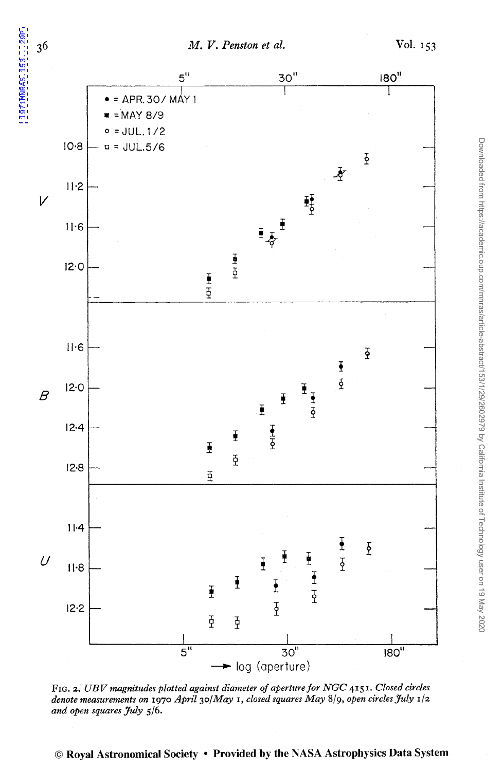FIG. 2. *UBV magnitudes plotted against diameter of aperture for NGC* 4151. *Closed circles denote measurements on* 1970 *April* 30/*May* 1, *closed squares May* 8/9, *open circles July* 1/2 *and open squares July* 5/6.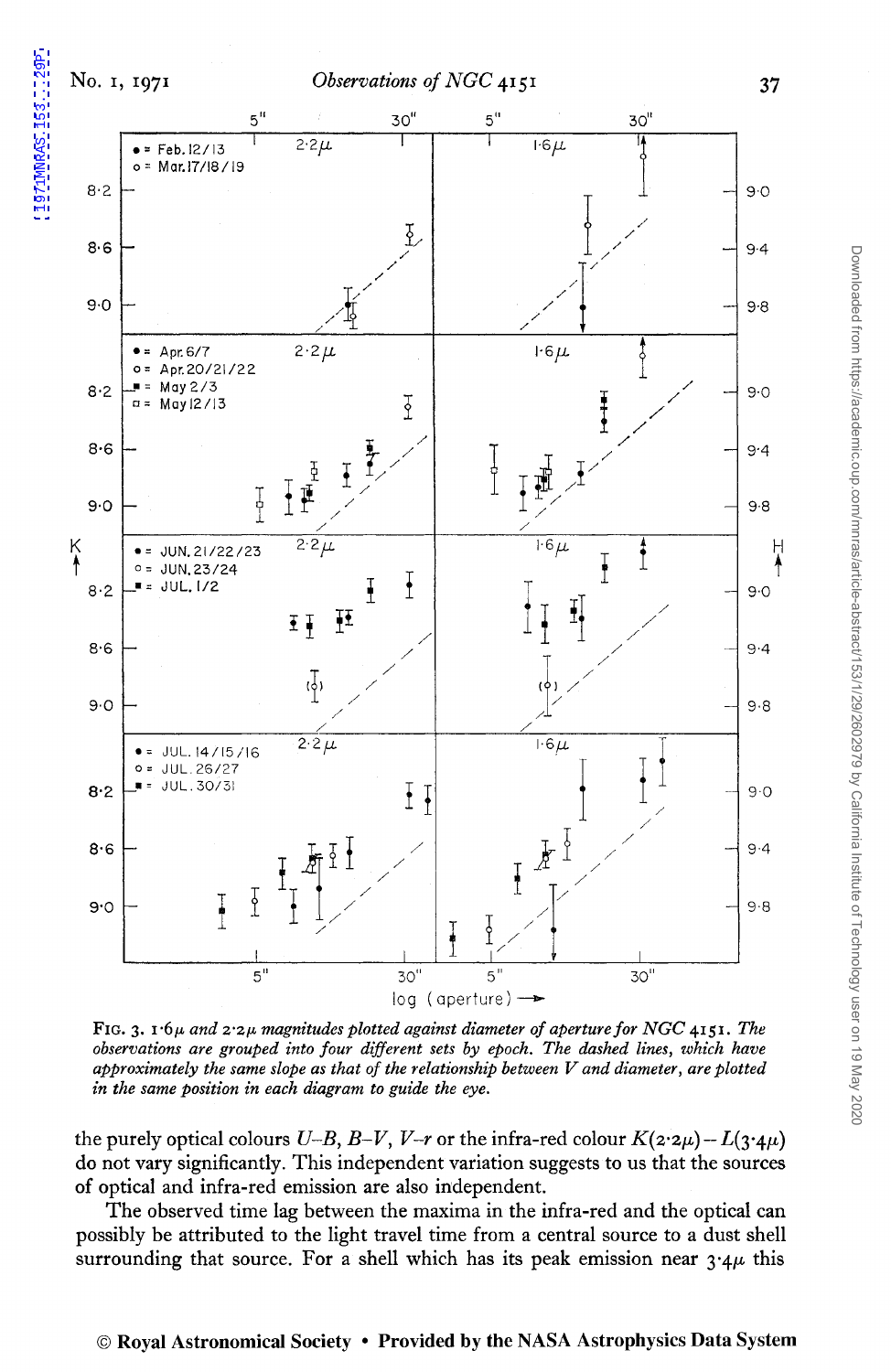FIG. 3. $1 \cdot 6\mu$ *and* $2 \cdot 2\mu$ *magnitudes plotted against diameter of aperture for NGC* 4151. *The observations are grouped into four different sets by epoch. The dashed lines, which have approximately the same slope as that of the relationship between V and diameter, are plotted in the same position in each diagram to guide the eye.*

the purely optical colours $U$–$B$, $B$–$V$, $V$–$r$ or the infra-red colour $K(2 \cdot 2\mu) - L(3 \cdot 4\mu)$ do not vary significantly. This independent variation suggests to us that the sources of optical and infra-red emission are also independent.

The observed time lag between the maxima in the infra-red and the optical can possibly be attributed to the light travel time from a central source to a dust shell surrounding that source. For a shell which has its peak emission near $3 \cdot 4\mu$ this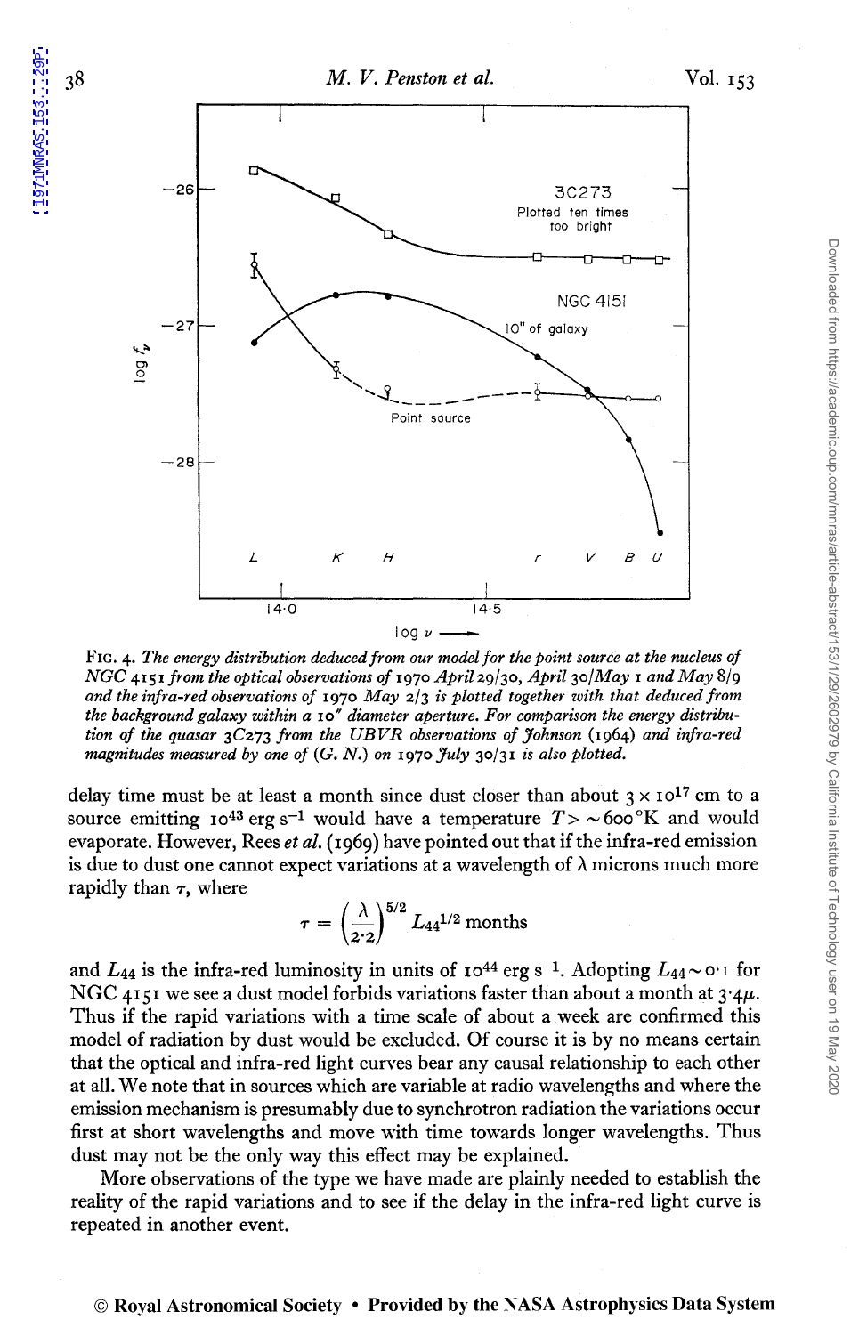FIG. 4. *The energy distribution deduced from our model for the point source at the nucleus of NGC 4151 from the optical observations of 1970 April 29/30, April 30/May 1 and May 8/9 and the infra-red observations of 1970 May 2/3 is plotted together with that deduced from the background galaxy within a 10″ diameter aperture. For comparison the energy distribution of the quasar 3C273 from the UBVR observations of Johnson (1964) and infra-red magnitudes measured by one of (G. N.) on 1970 July 30/31 is also plotted.*

delay time must be at least a month since dust closer than about $3 \times 10^{17}$ cm to a source emitting $10^{43}$ erg s$^{-1}$ would have a temperature $T > \sim 600\,°$K and would evaporate. However, Rees *et al.* (1969) have pointed out that if the infra-red emission is due to dust one cannot expect variations at a wavelength of $\lambda$ microns much more rapidly than $\tau$, where

$$\tau = \left(\frac{\lambda}{2 \cdot 2}\right)^{5/2} L_{44}^{1/2} \text{ months}$$

and $L_{44}$ is the infra-red luminosity in units of $10^{44}$ erg s$^{-1}$. Adopting $L_{44} \sim 0 \cdot 1$ for NGC 4151 we see a dust model forbids variations faster than about a month at $3 \cdot 4\mu$. Thus if the rapid variations with a time scale of about a week are confirmed this model of radiation by dust would be excluded. Of course it is by no means certain that the optical and infra-red light curves bear any causal relationship to each other at all. We note that in sources which are variable at radio wavelengths and where the emission mechanism is presumably due to synchrotron radiation the variations occur first at short wavelengths and move with time towards longer wavelengths. Thus dust may not be the only way this effect may be explained.

More observations of the type we have made are plainly needed to establish the reality of the rapid variations and to see if the delay in the infra-red light curve is repeated in another event.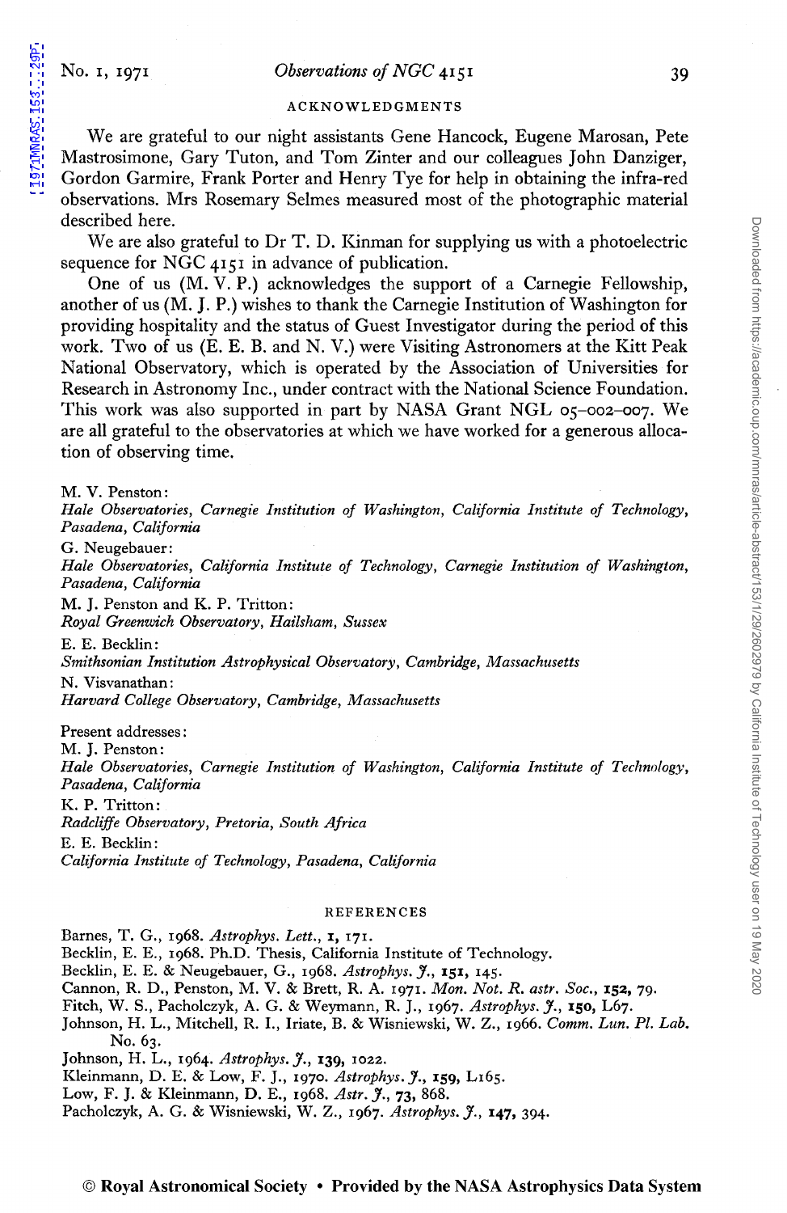## ACKNOWLEDGMENTS

We are grateful to our night assistants Gene Hancock, Eugene Marosan, Pete Mastrosimone, Gary Tuton, and Tom Zinter and our colleagues John Danziger, Gordon Garmire, Frank Porter and Henry Tye for help in obtaining the infra-red observations. Mrs Rosemary Selmes measured most of the photographic material described here.

We are also grateful to Dr T. D. Kinman for supplying us with a photoelectric sequence for NGC 4151 in advance of publication.

One of us (M. V. P.) acknowledges the support of a Carnegie Fellowship, another of us (M. J. P.) wishes to thank the Carnegie Institution of Washington for providing hospitality and the status of Guest Investigator during the period of this work. Two of us (E. E. B. and N. V.) were Visiting Astronomers at the Kitt Peak National Observatory, which is operated by the Association of Universities for Research in Astronomy Inc., under contract with the National Science Foundation. This work was also supported in part by NASA Grant NGL 05-002-007. We are all grateful to the observatories at which we have worked for a generous allocation of observing time.

M. V. Penston:
*Hale Observatories, Carnegie Institution of Washington, California Institute of Technology, Pasadena, California*

G. Neugebauer:
*Hale Observatories, California Institute of Technology, Carnegie Institution of Washington, Pasadena, California*

M. J. Penston and K. P. Tritton:
*Royal Greenwich Observatory, Hailsham, Sussex*

E. E. Becklin:
*Smithsonian Institution Astrophysical Observatory, Cambridge, Massachusetts*

N. Visvanathan:
*Harvard College Observatory, Cambridge, Massachusetts*

Present addresses:
M. J. Penston:
*Hale Observatories, Carnegie Institution of Washington, California Institute of Technology, Pasadena, California*

K. P. Tritton:
*Radcliffe Observatory, Pretoria, South Africa*

E. E. Becklin:
*California Institute of Technology, Pasadena, California*

## REFERENCES

Barnes, T. G., 1968. *Astrophys. Lett.*, **1**, 171.
Becklin, E. E., 1968. Ph.D. Thesis, California Institute of Technology.
Becklin, E. E. & Neugebauer, G., 1968. *Astrophys. J.*, **151**, 145.
Cannon, R. D., Penston, M. V. & Brett, R. A. 1971. *Mon. Not. R. astr. Soc.*, **152**, 79.
Fitch, W. S., Pacholczyk, A. G. & Weymann, R. J., 1967. *Astrophys. J.*, **150**, L67.
Johnson, H. L., Mitchell, R. I., Iriate, B. & Wisniewski, W. Z., 1966. *Comm. Lun. Pl. Lab.* No. 63.
Johnson, H. L., 1964. *Astrophys. J.*, **139**, 1022.
Kleinmann, D. E. & Low, F. J., 1970. *Astrophys. J.*, **159**, L165.
Low, F. J. & Kleinmann, D. E., 1968. *Astr. J.*, **73**, 868.
Pacholczyk, A. G. & Wisniewski, W. Z., 1967. *Astrophys. J.*, **147**, 394.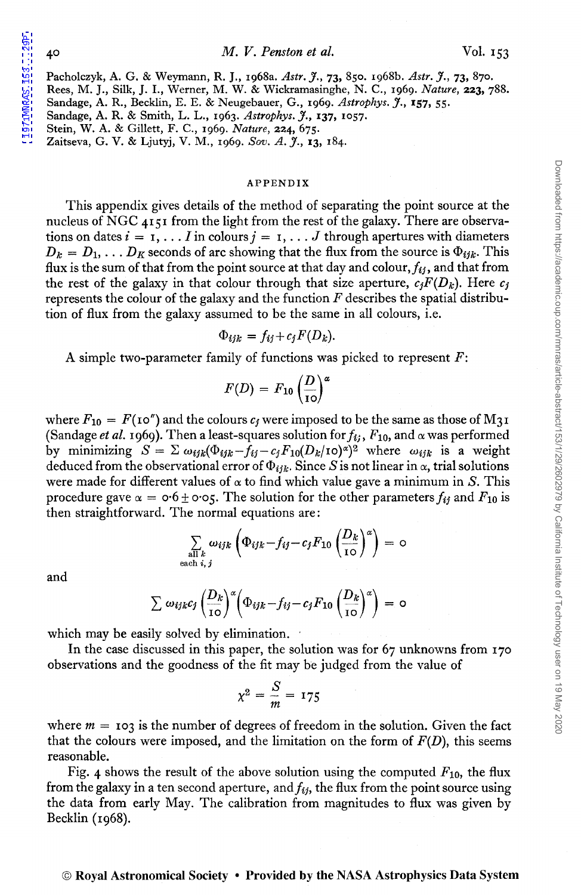Pacholczyk, A. G. & Weymann, R. J., 1968a. *Astr. J.*, **73**, 850. 1968b. *Astr. J.*, **73**, 870.
Rees, M. J., Silk, J. I., Werner, M. W. & Wickramasinghe, N. C., 1969. *Nature*, **223**, 788.
Sandage, A. R., Becklin, E. E. & Neugebauer, G., 1969. *Astrophys. J.*, **157**, 55.
Sandage, A. R. & Smith, L. L., 1963. *Astrophys. J.*, **137**, 1057.
Stein, W. A. & Gillett, F. C., 1969. *Nature*, **224**, 675.
Zaitseva, G. V. & Ljutyj, V. M., 1969. *Sov. A. J.*, **13**, 184.

## APPENDIX

This appendix gives details of the method of separating the point source at the nucleus of NGC 4151 from the light from the rest of the galaxy. There are observations on dates $i = 1, \ldots I$ in colours $j = 1, \ldots J$ through apertures with diameters $D_k = D_1, \ldots D_K$ seconds of arc showing that the flux from the source is $\Phi_{ijk}$. This flux is the sum of that from the point source at that day and colour, $f_{ij}$, and that from the rest of the galaxy in that colour through that size aperture, $c_j F(D_k)$. Here $c_j$ represents the colour of the galaxy and the function $F$ describes the spatial distribution of flux from the galaxy assumed to be the same in all colours, i.e.

$$\Phi_{ijk} = f_{ij} + c_j F(D_k).$$

A simple two-parameter family of functions was picked to represent $F$:

$$F(D) = F_{10}\left(\frac{D}{10}\right)^{\alpha}$$

where $F_{10} = F(10'')$ and the colours $c_j$ were imposed to be the same as those of M31 (Sandage *et al.* 1969). Then a least-squares solution for $f_{ij}$, $F_{10}$, and $\alpha$ was performed by minimizing $S = \Sigma\, \omega_{ijk}(\Phi_{ijk} - f_{ij} - c_j F_{10}(D_k/10)^{\alpha})^2$ where $\omega_{ijk}$ is a weight deduced from the observational error of $\Phi_{ijk}$. Since $S$ is not linear in $\alpha$, trial solutions were made for different values of $\alpha$ to find which value gave a minimum in $S$. This procedure gave $\alpha = 0{\cdot}6 \pm 0{\cdot}05$. The solution for the other parameters $f_{ij}$ and $F_{10}$ is then straightforward. The normal equations are:

$$\sum_{\substack{\text{all } k \\ \text{each } i,\, j}} \omega_{ijk}\left(\Phi_{ijk} - f_{ij} - c_j F_{10}\left(\frac{D_k}{10}\right)^{\alpha}\right) = 0$$

and

$$\sum \omega_{ijk} c_j \left(\frac{D_k}{10}\right)^{\alpha}\left(\Phi_{ijk} - f_{ij} - c_j F_{10}\left(\frac{D_k}{10}\right)^{\alpha}\right) = 0$$

which may be easily solved by elimination.

In the case discussed in this paper, the solution was for 67 unknowns from 170 observations and the goodness of the fit may be judged from the value of

$$\chi^2 = \frac{S}{m} = 175$$

where $m = 103$ is the number of degrees of freedom in the solution. Given the fact that the colours were imposed, and the limitation on the form of $F(D)$, this seems reasonable.

Fig. 4 shows the result of the above solution using the computed $F_{10}$, the flux from the galaxy in a ten second aperture, and $f_{ij}$, the flux from the point source using the data from early May. The calibration from magnitudes to flux was given by Becklin (1968).